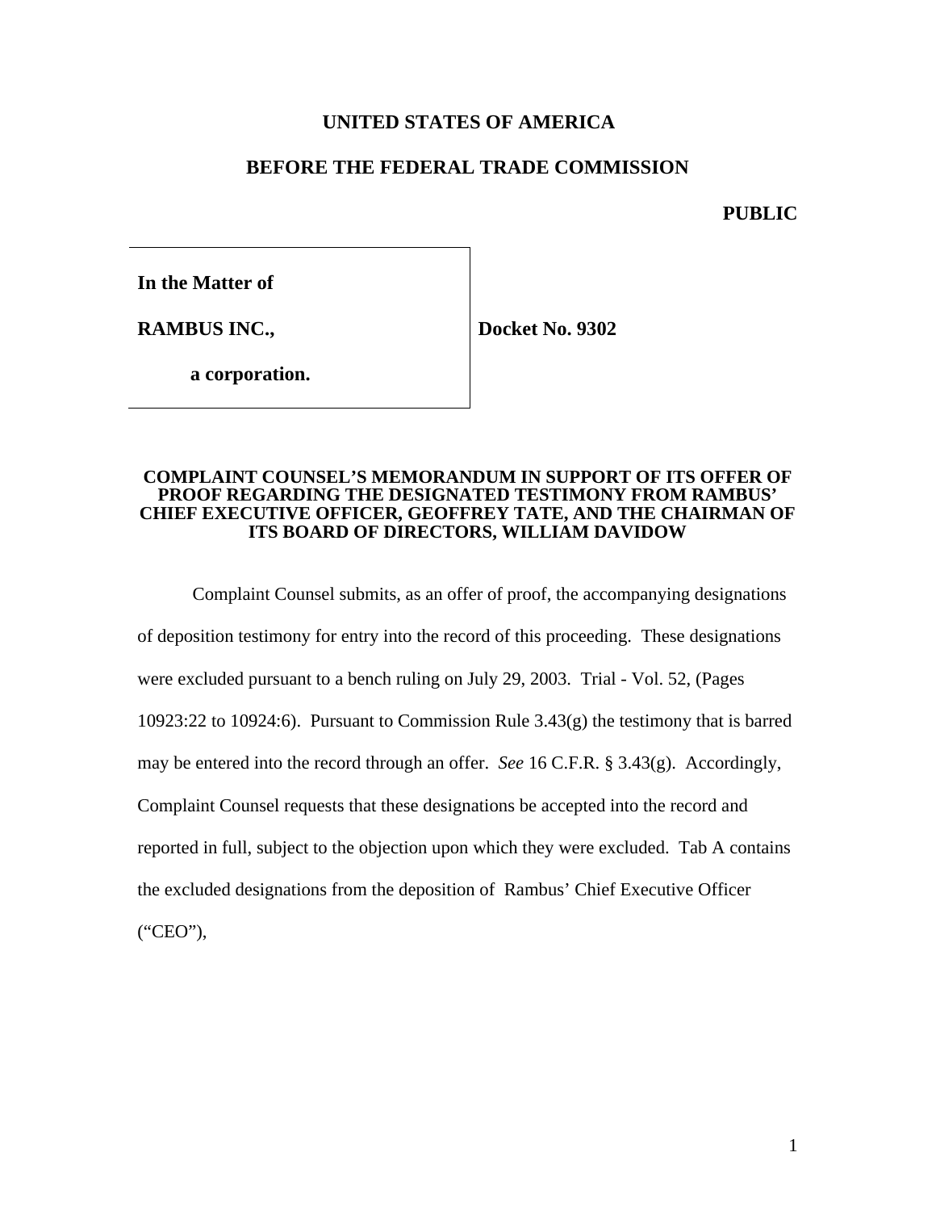**UNITED STATES OF AMERICA**

**BEFORE THE FEDERAL TRADE COMMISSION**

**PUBLIC**

| | |
|---|---|
| **In the Matter of** | |
| **RAMBUS INC.,** | **Docket No. 9302** |
| **a corporation.** | |

**COMPLAINT COUNSEL'S MEMORANDUM IN SUPPORT OF ITS OFFER OF PROOF REGARDING THE DESIGNATED TESTIMONY FROM RAMBUS' CHIEF EXECUTIVE OFFICER, GEOFFREY TATE, AND THE CHAIRMAN OF ITS BOARD OF DIRECTORS, WILLIAM DAVIDOW**

Complaint Counsel submits, as an offer of proof, the accompanying designations of deposition testimony for entry into the record of this proceeding. These designations were excluded pursuant to a bench ruling on July 29, 2003. Trial - Vol. 52, (Pages 10923:22 to 10924:6). Pursuant to Commission Rule 3.43(g) the testimony that is barred may be entered into the record through an offer. *See* 16 C.F.R. § 3.43(g). Accordingly, Complaint Counsel requests that these designations be accepted into the record and reported in full, subject to the objection upon which they were excluded. Tab A contains the excluded designations from the deposition of Rambus' Chief Executive Officer ("CEO"),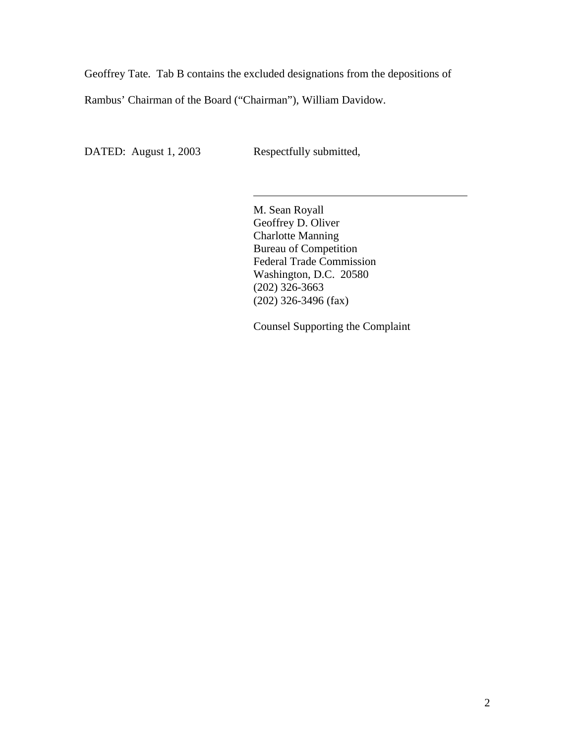Geoffrey Tate. Tab B contains the excluded designations from the depositions of Rambus' Chairman of the Board ("Chairman"), William Davidow.

DATED: August 1, 2003

Respectfully submitted,

\_\_\_\_\_\_\_\_\_\_\_\_\_\_\_\_\_\_\_\_\_\_\_\_\_\_\_\_\_\_\_\_\_\_\_\_\_\_\_\_

M. Sean Royall  
Geoffrey D. Oliver  
Charlotte Manning  
Bureau of Competition  
Federal Trade Commission  
Washington, D.C. 20580  
(202) 326-3663  
(202) 326-3496 (fax)

Counsel Supporting the Complaint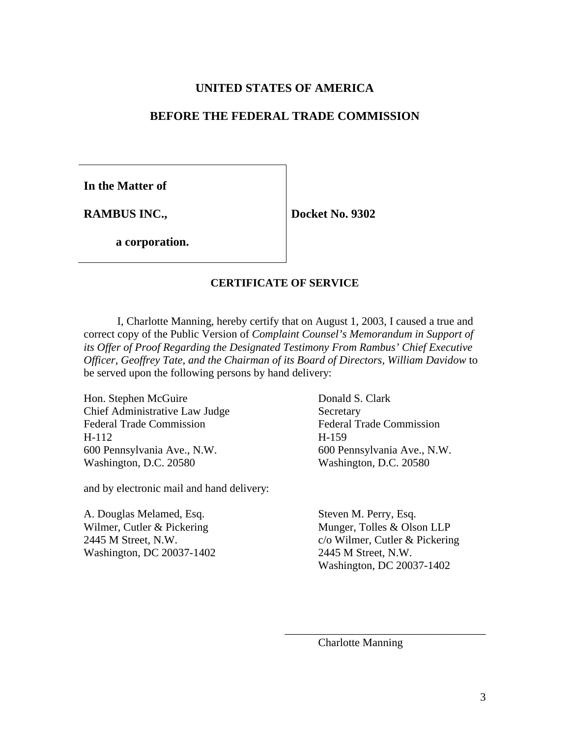**UNITED STATES OF AMERICA**

**BEFORE THE FEDERAL TRADE COMMISSION**

| | |
|---|---|
| **In the Matter of**<br><br>**RAMBUS INC.,**<br><br>**a corporation.** | **Docket No. 9302** |

**CERTIFICATE OF SERVICE**

I, Charlotte Manning, hereby certify that on August 1, 2003, I caused a true and correct copy of the Public Version of *Complaint Counsel's Memorandum in Support of its Offer of Proof Regarding the Designated Testimony From Rambus' Chief Executive Officer, Geoffrey Tate, and the Chairman of its Board of Directors, William Davidow* to be served upon the following persons by hand delivery:

Hon. Stephen McGuire
Chief Administrative Law Judge
Federal Trade Commission
H-112
600 Pennsylvania Ave., N.W.
Washington, D.C. 20580

Donald S. Clark
Secretary
Federal Trade Commission
H-159
600 Pennsylvania Ave., N.W.
Washington, D.C. 20580

and by electronic mail and hand delivery:

A. Douglas Melamed, Esq.
Wilmer, Cutler & Pickering
2445 M Street, N.W.
Washington, DC 20037-1402

Steven M. Perry, Esq.
Munger, Tolles & Olson LLP
c/o Wilmer, Cutler & Pickering
2445 M Street, N.W.
Washington, DC 20037-1402

\_\_\_\_\_\_\_\_\_\_\_\_\_\_\_\_\_\_\_\_\_\_\_\_\_\_\_\_\_\_\_\_\_\_\_

Charlotte Manning